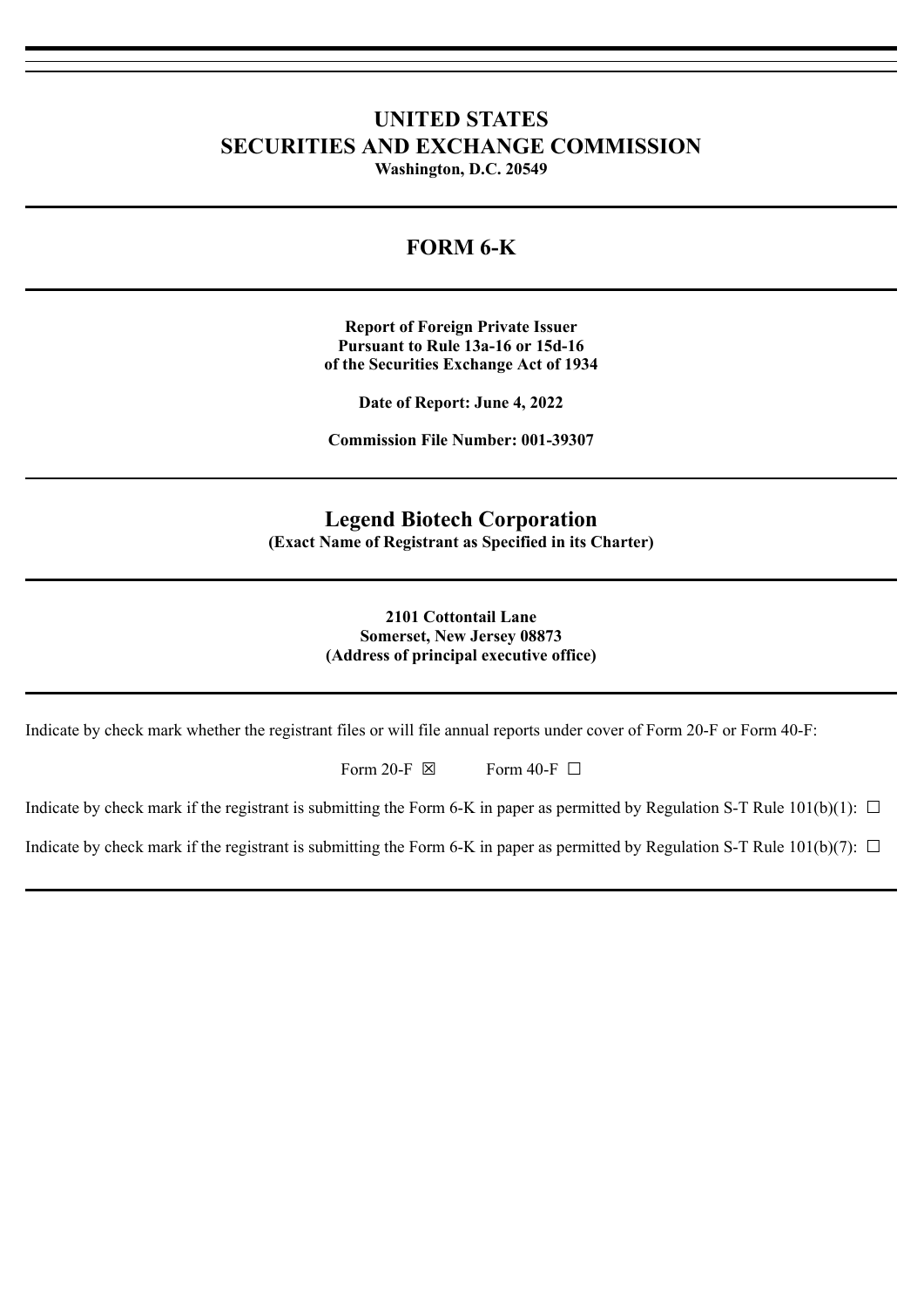# UNITED STATES
# SECURITIES AND EXCHANGE COMMISSION

**Washington, D.C. 20549**

---

## FORM 6-K

---

**Report of Foreign Private Issuer**
**Pursuant to Rule 13a-16 or 15d-16**
**of the Securities Exchange Act of 1934**

**Date of Report: June 4, 2022**

**Commission File Number: 001-39307**

---

## Legend Biotech Corporation

**(Exact Name of Registrant as Specified in its Charter)**

---

**2101 Cottontail Lane**
**Somerset, New Jersey 08873**
**(Address of principal executive office)**

---

Indicate by check mark whether the registrant files or will file annual reports under cover of Form 20-F or Form 40-F:

Form 20-F ☒ Form 40-F ☐

Indicate by check mark if the registrant is submitting the Form 6-K in paper as permitted by Regulation S-T Rule 101(b)(1): ☐

Indicate by check mark if the registrant is submitting the Form 6-K in paper as permitted by Regulation S-T Rule 101(b)(7): ☐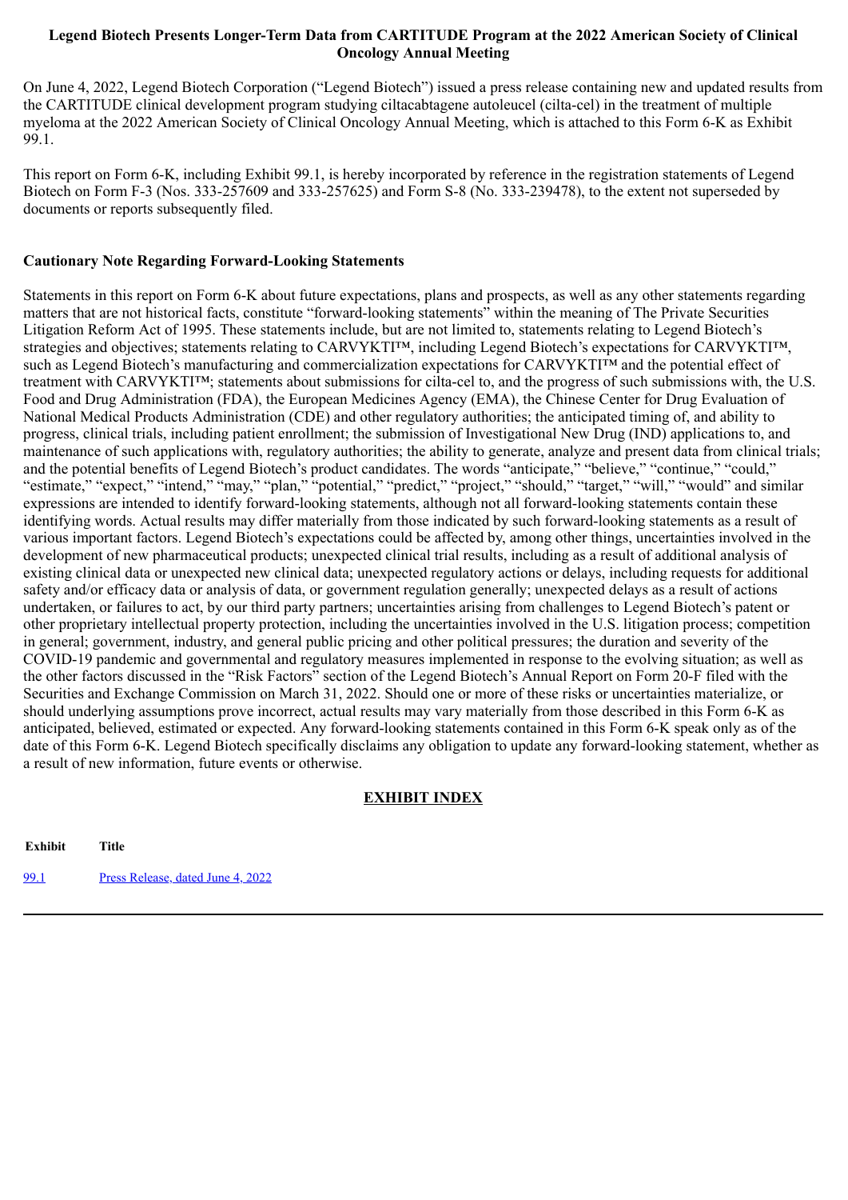**Legend Biotech Presents Longer-Term Data from CARTITUDE Program at the 2022 American Society of Clinical Oncology Annual Meeting**

On June 4, 2022, Legend Biotech Corporation ("Legend Biotech") issued a press release containing new and updated results from the CARTITUDE clinical development program studying ciltacabtagene autoleucel (cilta-cel) in the treatment of multiple myeloma at the 2022 American Society of Clinical Oncology Annual Meeting, which is attached to this Form 6-K as Exhibit 99.1.

This report on Form 6-K, including Exhibit 99.1, is hereby incorporated by reference in the registration statements of Legend Biotech on Form F-3 (Nos. 333-257609 and 333-257625) and Form S-8 (No. 333-239478), to the extent not superseded by documents or reports subsequently filed.

**Cautionary Note Regarding Forward-Looking Statements**

Statements in this report on Form 6-K about future expectations, plans and prospects, as well as any other statements regarding matters that are not historical facts, constitute "forward-looking statements" within the meaning of The Private Securities Litigation Reform Act of 1995. These statements include, but are not limited to, statements relating to Legend Biotech's strategies and objectives; statements relating to CARVYKTI™, including Legend Biotech's expectations for CARVYKTI™, such as Legend Biotech's manufacturing and commercialization expectations for CARVYKTI™ and the potential effect of treatment with CARVYKTI™; statements about submissions for cilta-cel to, and the progress of such submissions with, the U.S. Food and Drug Administration (FDA), the European Medicines Agency (EMA), the Chinese Center for Drug Evaluation of National Medical Products Administration (CDE) and other regulatory authorities; the anticipated timing of, and ability to progress, clinical trials, including patient enrollment; the submission of Investigational New Drug (IND) applications to, and maintenance of such applications with, regulatory authorities; the ability to generate, analyze and present data from clinical trials; and the potential benefits of Legend Biotech's product candidates. The words "anticipate," "believe," "continue," "could," "estimate," "expect," "intend," "may," "plan," "potential," "predict," "project," "should," "target," "will," "would" and similar expressions are intended to identify forward-looking statements, although not all forward-looking statements contain these identifying words. Actual results may differ materially from those indicated by such forward-looking statements as a result of various important factors. Legend Biotech's expectations could be affected by, among other things, uncertainties involved in the development of new pharmaceutical products; unexpected clinical trial results, including as a result of additional analysis of existing clinical data or unexpected new clinical data; unexpected regulatory actions or delays, including requests for additional safety and/or efficacy data or analysis of data, or government regulation generally; unexpected delays as a result of actions undertaken, or failures to act, by our third party partners; uncertainties arising from challenges to Legend Biotech's patent or other proprietary intellectual property protection, including the uncertainties involved in the U.S. litigation process; competition in general; government, industry, and general public pricing and other political pressures; the duration and severity of the COVID-19 pandemic and governmental and regulatory measures implemented in response to the evolving situation; as well as the other factors discussed in the "Risk Factors" section of the Legend Biotech's Annual Report on Form 20-F filed with the Securities and Exchange Commission on March 31, 2022. Should one or more of these risks or uncertainties materialize, or should underlying assumptions prove incorrect, actual results may vary materially from those described in this Form 6-K as anticipated, believed, estimated or expected. Any forward-looking statements contained in this Form 6-K speak only as of the date of this Form 6-K. Legend Biotech specifically disclaims any obligation to update any forward-looking statement, whether as a result of new information, future events or otherwise.

**EXHIBIT INDEX**

| Exhibit | Title |
|---|---|
| 99.1 | Press Release, dated June 4, 2022 |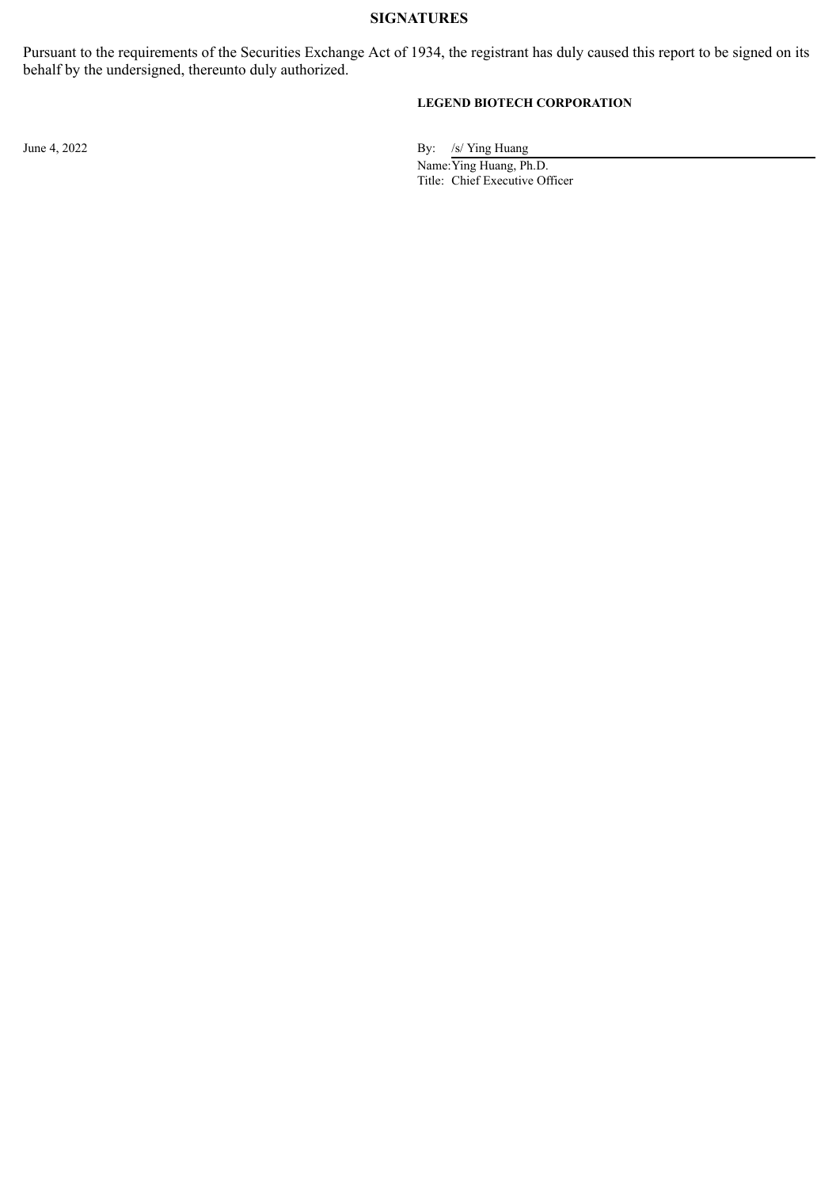## SIGNATURES

Pursuant to the requirements of the Securities Exchange Act of 1934, the registrant has duly caused this report to be signed on its behalf by the undersigned, thereunto duly authorized.

**LEGEND BIOTECH CORPORATION**

June 4, 2022

By: /s/ Ying Huang

Name: Ying Huang, Ph.D.

Title: Chief Executive Officer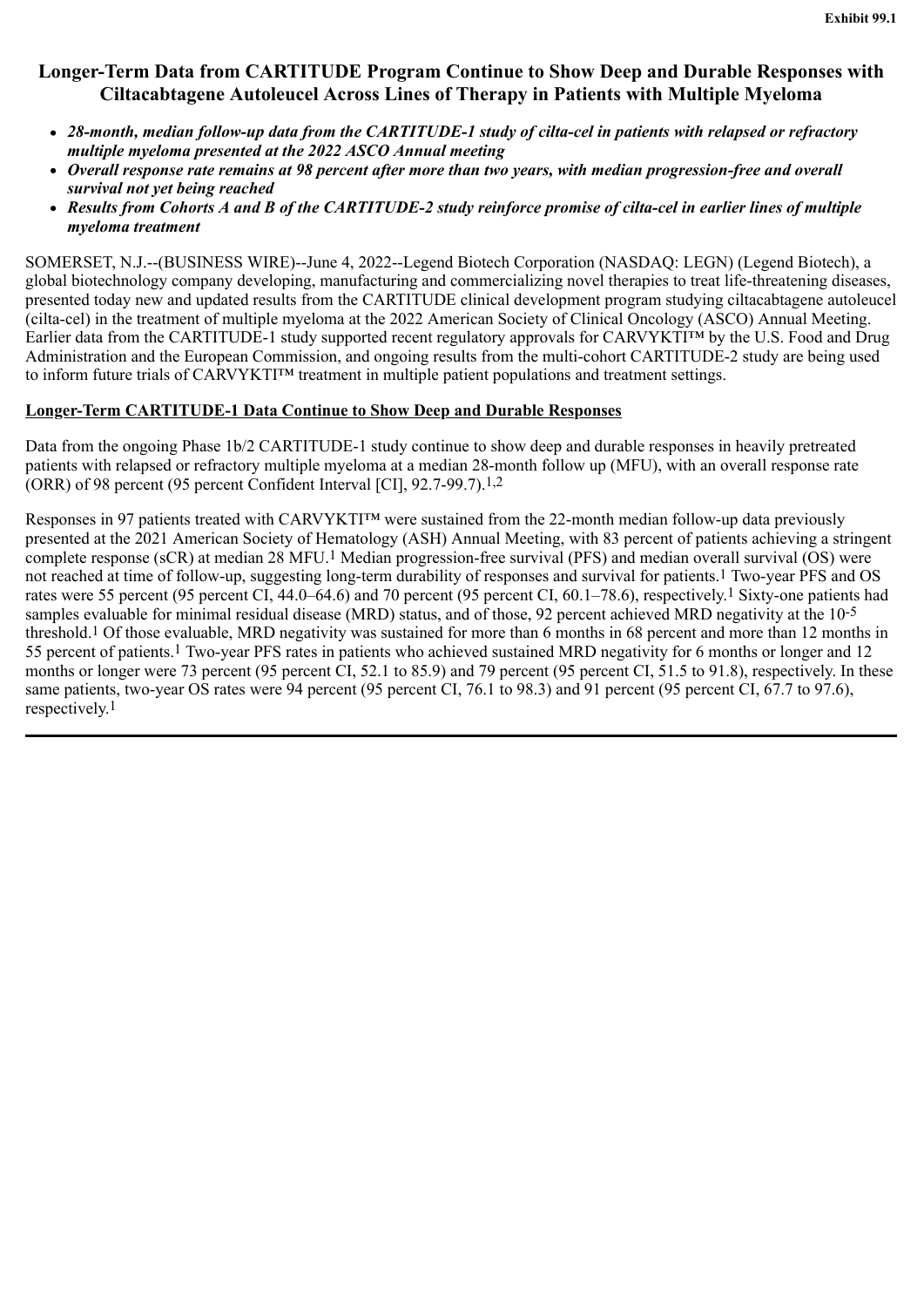Exhibit 99.1

# Longer-Term Data from CARTITUDE Program Continue to Show Deep and Durable Responses with Ciltacabtagene Autoleucel Across Lines of Therapy in Patients with Multiple Myeloma

- ***28-month, median follow-up data from the CARTITUDE-1 study of cilta-cel in patients with relapsed or refractory multiple myeloma presented at the 2022 ASCO Annual meeting***
- ***Overall response rate remains at 98 percent after more than two years, with median progression-free and overall survival not yet being reached***
- ***Results from Cohorts A and B of the CARTITUDE-2 study reinforce promise of cilta-cel in earlier lines of multiple myeloma treatment***

SOMERSET, N.J.--(BUSINESS WIRE)--June 4, 2022--Legend Biotech Corporation (NASDAQ: LEGN) (Legend Biotech), a global biotechnology company developing, manufacturing and commercializing novel therapies to treat life-threatening diseases, presented today new and updated results from the CARTITUDE clinical development program studying ciltacabtagene autoleucel (cilta-cel) in the treatment of multiple myeloma at the 2022 American Society of Clinical Oncology (ASCO) Annual Meeting. Earlier data from the CARTITUDE-1 study supported recent regulatory approvals for CARVYKTI™ by the U.S. Food and Drug Administration and the European Commission, and ongoing results from the multi-cohort CARTITUDE-2 study are being used to inform future trials of CARVYKTI™ treatment in multiple patient populations and treatment settings.

## Longer-Term CARTITUDE-1 Data Continue to Show Deep and Durable Responses

Data from the ongoing Phase 1b/2 CARTITUDE-1 study continue to show deep and durable responses in heavily pretreated patients with relapsed or refractory multiple myeloma at a median 28-month follow up (MFU), with an overall response rate (ORR) of 98 percent (95 percent Confident Interval [CI], 92.7-99.7).[1,2]

Responses in 97 patients treated with CARVYKTI™ were sustained from the 22-month median follow-up data previously presented at the 2021 American Society of Hematology (ASH) Annual Meeting, with 83 percent of patients achieving a stringent complete response (sCR) at median 28 MFU.[1] Median progression-free survival (PFS) and median overall survival (OS) were not reached at time of follow-up, suggesting long-term durability of responses and survival for patients.[1] Two-year PFS and OS rates were 55 percent (95 percent CI, 44.0–64.6) and 70 percent (95 percent CI, 60.1–78.6), respectively.[1] Sixty-one patients had samples evaluable for minimal residual disease (MRD) status, and of those, 92 percent achieved MRD negativity at the $10^{-5}$ threshold.[1] Of those evaluable, MRD negativity was sustained for more than 6 months in 68 percent and more than 12 months in 55 percent of patients.[1] Two-year PFS rates in patients who achieved sustained MRD negativity for 6 months or longer and 12 months or longer were 73 percent (95 percent CI, 52.1 to 85.9) and 79 percent (95 percent CI, 51.5 to 91.8), respectively. In these same patients, two-year OS rates were 94 percent (95 percent CI, 76.1 to 98.3) and 91 percent (95 percent CI, 67.7 to 97.6), respectively.[1]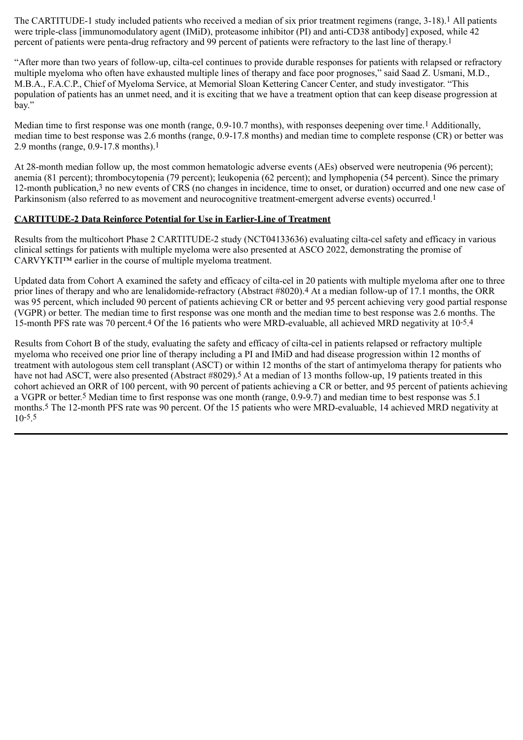The CARTITUDE-1 study included patients who received a median of six prior treatment regimens (range, 3-18).[1] All patients were triple-class [immunomodulatory agent (IMiD), proteasome inhibitor (PI) and anti-CD38 antibody] exposed, while 42 percent of patients were penta-drug refractory and 99 percent of patients were refractory to the last line of therapy.[1]

"After more than two years of follow-up, cilta-cel continues to provide durable responses for patients with relapsed or refractory multiple myeloma who often have exhausted multiple lines of therapy and face poor prognoses," said Saad Z. Usmani, M.D., M.B.A., F.A.C.P., Chief of Myeloma Service, at Memorial Sloan Kettering Cancer Center, and study investigator. "This population of patients has an unmet need, and it is exciting that we have a treatment option that can keep disease progression at bay."

Median time to first response was one month (range, 0.9-10.7 months), with responses deepening over time.[1] Additionally, median time to best response was 2.6 months (range, 0.9-17.8 months) and median time to complete response (CR) or better was 2.9 months (range, 0.9-17.8 months).[1]

At 28-month median follow up, the most common hematologic adverse events (AEs) observed were neutropenia (96 percent); anemia (81 percent); thrombocytopenia (79 percent); leukopenia (62 percent); and lymphopenia (54 percent). Since the primary 12-month publication,[3] no new events of CRS (no changes in incidence, time to onset, or duration) occurred and one new case of Parkinsonism (also referred to as movement and neurocognitive treatment-emergent adverse events) occurred.[1]

**CARTITUDE-2 Data Reinforce Potential for Use in Earlier-Line of Treatment**

Results from the multicohort Phase 2 CARTITUDE-2 study (NCT04133636) evaluating cilta-cel safety and efficacy in various clinical settings for patients with multiple myeloma were also presented at ASCO 2022, demonstrating the promise of CARVYKTI™ earlier in the course of multiple myeloma treatment.

Updated data from Cohort A examined the safety and efficacy of cilta-cel in 20 patients with multiple myeloma after one to three prior lines of therapy and who are lenalidomide-refractory (Abstract #8020).[4] At a median follow-up of 17.1 months, the ORR was 95 percent, which included 90 percent of patients achieving CR or better and 95 percent achieving very good partial response (VGPR) or better. The median time to first response was one month and the median time to best response was 2.6 months. The 15-month PFS rate was 70 percent.[4] Of the 16 patients who were MRD-evaluable, all achieved MRD negativity at $10^{-5}$.[4]

Results from Cohort B of the study, evaluating the safety and efficacy of cilta-cel in patients relapsed or refractory multiple myeloma who received one prior line of therapy including a PI and IMiD and had disease progression within 12 months of treatment with autologous stem cell transplant (ASCT) or within 12 months of the start of antimyeloma therapy for patients who have not had ASCT, were also presented (Abstract #8029).[5] At a median of 13 months follow-up, 19 patients treated in this cohort achieved an ORR of 100 percent, with 90 percent of patients achieving a CR or better, and 95 percent of patients achieving a VGPR or better.[5] Median time to first response was one month (range, 0.9-9.7) and median time to best response was 5.1 months.[5] The 12-month PFS rate was 90 percent. Of the 15 patients who were MRD-evaluable, 14 achieved MRD negativity at $10^{-5}$.[5]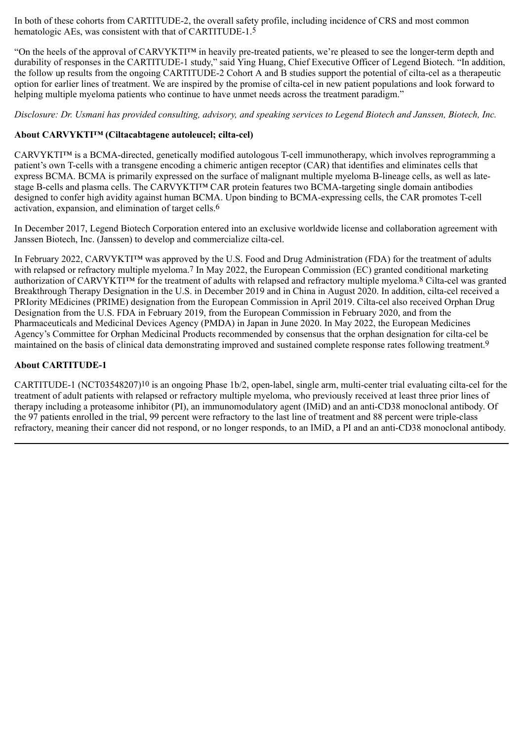In both of these cohorts from CARTITUDE-2, the overall safety profile, including incidence of CRS and most common hematologic AEs, was consistent with that of CARTITUDE-1.[5]

"On the heels of the approval of CARVYKTI™ in heavily pre-treated patients, we're pleased to see the longer-term depth and durability of responses in the CARTITUDE-1 study," said Ying Huang, Chief Executive Officer of Legend Biotech. "In addition, the follow up results from the ongoing CARTITUDE-2 Cohort A and B studies support the potential of cilta-cel as a therapeutic option for earlier lines of treatment. We are inspired by the promise of cilta-cel in new patient populations and look forward to helping multiple myeloma patients who continue to have unmet needs across the treatment paradigm."

*Disclosure: Dr. Usmani has provided consulting, advisory, and speaking services to Legend Biotech and Janssen, Biotech, Inc.*

**About CARVYKTI™ (Ciltacabtagene autoleucel; cilta-cel)**

CARVYKTI™ is a BCMA-directed, genetically modified autologous T-cell immunotherapy, which involves reprogramming a patient's own T-cells with a transgene encoding a chimeric antigen receptor (CAR) that identifies and eliminates cells that express BCMA. BCMA is primarily expressed on the surface of malignant multiple myeloma B-lineage cells, as well as late-stage B-cells and plasma cells. The CARVYKTI™ CAR protein features two BCMA-targeting single domain antibodies designed to confer high avidity against human BCMA. Upon binding to BCMA-expressing cells, the CAR promotes T-cell activation, expansion, and elimination of target cells.[6]

In December 2017, Legend Biotech Corporation entered into an exclusive worldwide license and collaboration agreement with Janssen Biotech, Inc. (Janssen) to develop and commercialize cilta-cel.

In February 2022, CARVYKTI™ was approved by the U.S. Food and Drug Administration (FDA) for the treatment of adults with relapsed or refractory multiple myeloma.[7] In May 2022, the European Commission (EC) granted conditional marketing authorization of CARVYKTI™ for the treatment of adults with relapsed and refractory multiple myeloma.[8] Cilta-cel was granted Breakthrough Therapy Designation in the U.S. in December 2019 and in China in August 2020. In addition, cilta-cel received a PRIority MEdicines (PRIME) designation from the European Commission in April 2019. Cilta-cel also received Orphan Drug Designation from the U.S. FDA in February 2019, from the European Commission in February 2020, and from the Pharmaceuticals and Medicinal Devices Agency (PMDA) in Japan in June 2020. In May 2022, the European Medicines Agency's Committee for Orphan Medicinal Products recommended by consensus that the orphan designation for cilta-cel be maintained on the basis of clinical data demonstrating improved and sustained complete response rates following treatment.[9]

**About CARTITUDE-1**

CARTITUDE-1 (NCT03548207)[10] is an ongoing Phase 1b/2, open-label, single arm, multi-center trial evaluating cilta-cel for the treatment of adult patients with relapsed or refractory multiple myeloma, who previously received at least three prior lines of therapy including a proteasome inhibitor (PI), an immunomodulatory agent (IMiD) and an anti-CD38 monoclonal antibody. Of the 97 patients enrolled in the trial, 99 percent were refractory to the last line of treatment and 88 percent were triple-class refractory, meaning their cancer did not respond, or no longer responds, to an IMiD, a PI and an anti-CD38 monoclonal antibody.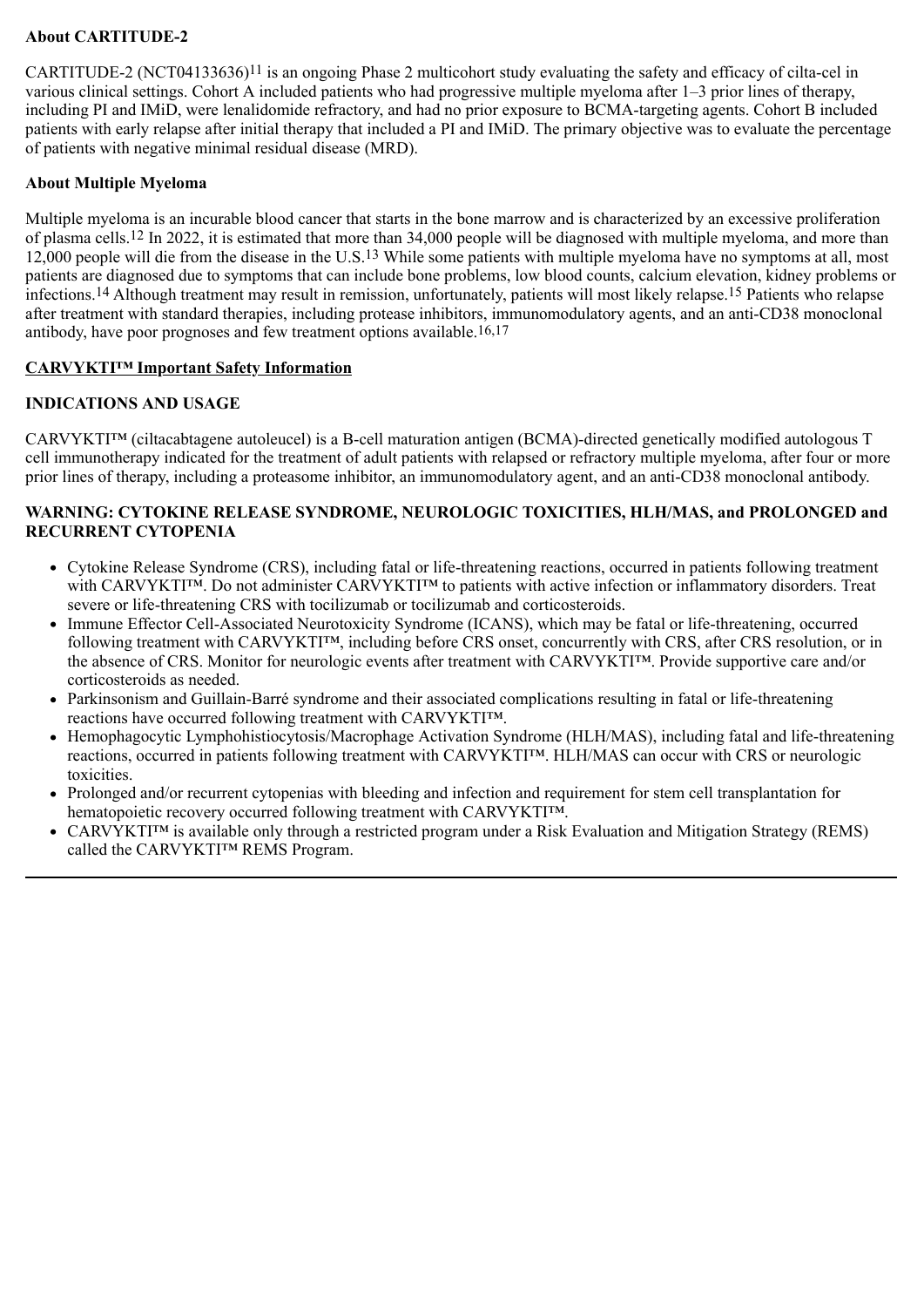**About CARTITUDE-2**

CARTITUDE-2 (NCT04133636)[11] is an ongoing Phase 2 multicohort study evaluating the safety and efficacy of cilta-cel in various clinical settings. Cohort A included patients who had progressive multiple myeloma after 1–3 prior lines of therapy, including PI and IMiD, were lenalidomide refractory, and had no prior exposure to BCMA-targeting agents. Cohort B included patients with early relapse after initial therapy that included a PI and IMiD. The primary objective was to evaluate the percentage of patients with negative minimal residual disease (MRD).

**About Multiple Myeloma**

Multiple myeloma is an incurable blood cancer that starts in the bone marrow and is characterized by an excessive proliferation of plasma cells.[12] In 2022, it is estimated that more than 34,000 people will be diagnosed with multiple myeloma, and more than 12,000 people will die from the disease in the U.S.[13] While some patients with multiple myeloma have no symptoms at all, most patients are diagnosed due to symptoms that can include bone problems, low blood counts, calcium elevation, kidney problems or infections.[14] Although treatment may result in remission, unfortunately, patients will most likely relapse.[15] Patients who relapse after treatment with standard therapies, including protease inhibitors, immunomodulatory agents, and an anti-CD38 monoclonal antibody, have poor prognoses and few treatment options available.[16,17]

**CARVYKTI™ Important Safety Information**

**INDICATIONS AND USAGE**

CARVYKTI™ (ciltacabtagene autoleucel) is a B-cell maturation antigen (BCMA)-directed genetically modified autologous T cell immunotherapy indicated for the treatment of adult patients with relapsed or refractory multiple myeloma, after four or more prior lines of therapy, including a proteasome inhibitor, an immunomodulatory agent, and an anti-CD38 monoclonal antibody.

**WARNING: CYTOKINE RELEASE SYNDROME, NEUROLOGIC TOXICITIES, HLH/MAS, and PROLONGED and RECURRENT CYTOPENIA**

- Cytokine Release Syndrome (CRS), including fatal or life-threatening reactions, occurred in patients following treatment with CARVYKTI™. Do not administer CARVYKTI™ to patients with active infection or inflammatory disorders. Treat severe or life-threatening CRS with tocilizumab or tocilizumab and corticosteroids.
- Immune Effector Cell-Associated Neurotoxicity Syndrome (ICANS), which may be fatal or life-threatening, occurred following treatment with CARVYKTI™, including before CRS onset, concurrently with CRS, after CRS resolution, or in the absence of CRS. Monitor for neurologic events after treatment with CARVYKTI™. Provide supportive care and/or corticosteroids as needed.
- Parkinsonism and Guillain-Barré syndrome and their associated complications resulting in fatal or life-threatening reactions have occurred following treatment with CARVYKTI™.
- Hemophagocytic Lymphohistiocytosis/Macrophage Activation Syndrome (HLH/MAS), including fatal and life-threatening reactions, occurred in patients following treatment with CARVYKTI™. HLH/MAS can occur with CRS or neurologic toxicities.
- Prolonged and/or recurrent cytopenias with bleeding and infection and requirement for stem cell transplantation for hematopoietic recovery occurred following treatment with CARVYKTI™.
- CARVYKTI™ is available only through a restricted program under a Risk Evaluation and Mitigation Strategy (REMS) called the CARVYKTI™ REMS Program.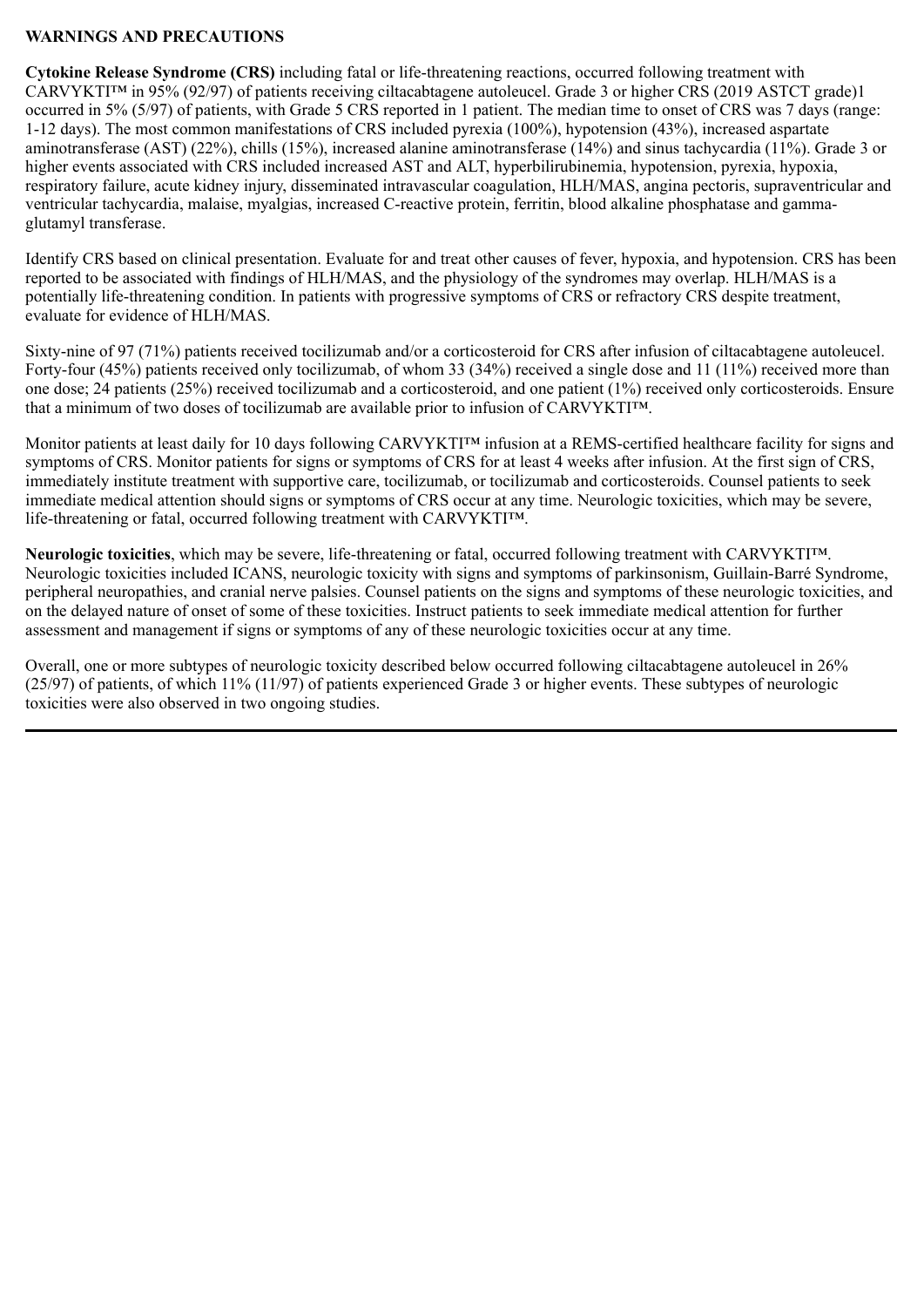**WARNINGS AND PRECAUTIONS**

**Cytokine Release Syndrome (CRS)** including fatal or life-threatening reactions, occurred following treatment with CARVYKTI™ in 95% (92/97) of patients receiving ciltacabtagene autoleucel. Grade 3 or higher CRS (2019 ASTCT grade)1 occurred in 5% (5/97) of patients, with Grade 5 CRS reported in 1 patient. The median time to onset of CRS was 7 days (range: 1-12 days). The most common manifestations of CRS included pyrexia (100%), hypotension (43%), increased aspartate aminotransferase (AST) (22%), chills (15%), increased alanine aminotransferase (14%) and sinus tachycardia (11%). Grade 3 or higher events associated with CRS included increased AST and ALT, hyperbilirubinemia, hypotension, pyrexia, hypoxia, respiratory failure, acute kidney injury, disseminated intravascular coagulation, HLH/MAS, angina pectoris, supraventricular and ventricular tachycardia, malaise, myalgias, increased C-reactive protein, ferritin, blood alkaline phosphatase and gamma-glutamyl transferase.

Identify CRS based on clinical presentation. Evaluate for and treat other causes of fever, hypoxia, and hypotension. CRS has been reported to be associated with findings of HLH/MAS, and the physiology of the syndromes may overlap. HLH/MAS is a potentially life-threatening condition. In patients with progressive symptoms of CRS or refractory CRS despite treatment, evaluate for evidence of HLH/MAS.

Sixty-nine of 97 (71%) patients received tocilizumab and/or a corticosteroid for CRS after infusion of ciltacabtagene autoleucel. Forty-four (45%) patients received only tocilizumab, of whom 33 (34%) received a single dose and 11 (11%) received more than one dose; 24 patients (25%) received tocilizumab and a corticosteroid, and one patient (1%) received only corticosteroids. Ensure that a minimum of two doses of tocilizumab are available prior to infusion of CARVYKTI™.

Monitor patients at least daily for 10 days following CARVYKTI™ infusion at a REMS-certified healthcare facility for signs and symptoms of CRS. Monitor patients for signs or symptoms of CRS for at least 4 weeks after infusion. At the first sign of CRS, immediately institute treatment with supportive care, tocilizumab, or tocilizumab and corticosteroids. Counsel patients to seek immediate medical attention should signs or symptoms of CRS occur at any time. Neurologic toxicities, which may be severe, life-threatening or fatal, occurred following treatment with CARVYKTI™.

**Neurologic toxicities**, which may be severe, life-threatening or fatal, occurred following treatment with CARVYKTI™. Neurologic toxicities included ICANS, neurologic toxicity with signs and symptoms of parkinsonism, Guillain-Barré Syndrome, peripheral neuropathies, and cranial nerve palsies. Counsel patients on the signs and symptoms of these neurologic toxicities, and on the delayed nature of onset of some of these toxicities. Instruct patients to seek immediate medical attention for further assessment and management if signs or symptoms of any of these neurologic toxicities occur at any time.

Overall, one or more subtypes of neurologic toxicity described below occurred following ciltacabtagene autoleucel in 26% (25/97) of patients, of which 11% (11/97) of patients experienced Grade 3 or higher events. These subtypes of neurologic toxicities were also observed in two ongoing studies.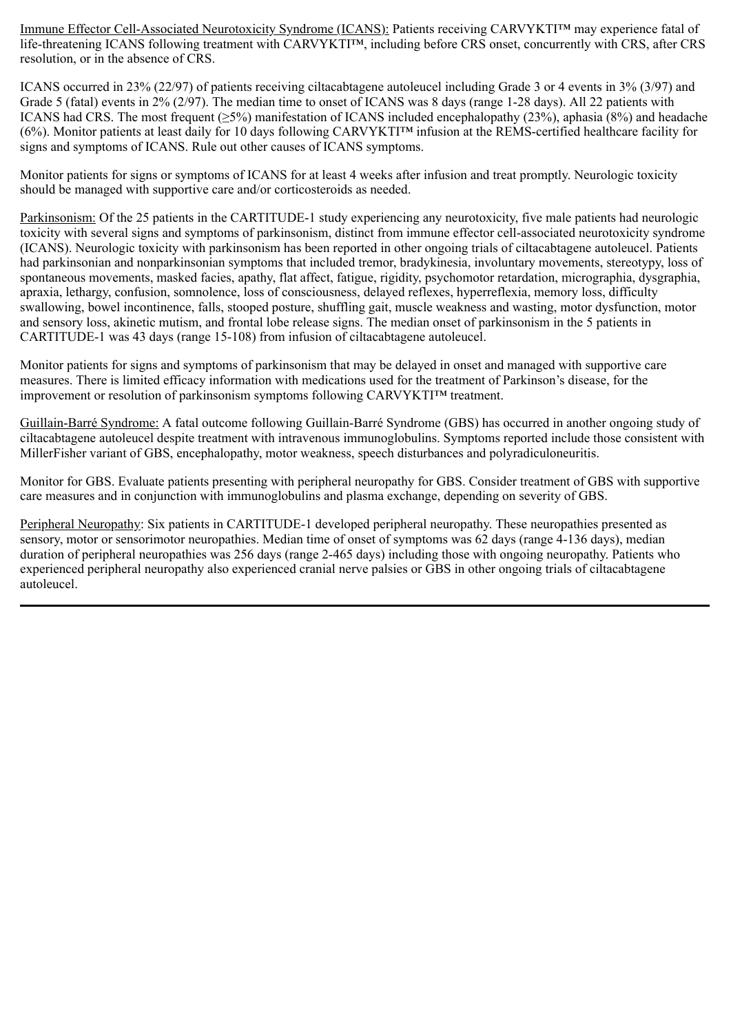Immune Effector Cell-Associated Neurotoxicity Syndrome (ICANS): Patients receiving CARVYKTI™ may experience fatal of life-threatening ICANS following treatment with CARVYKTI™, including before CRS onset, concurrently with CRS, after CRS resolution, or in the absence of CRS.

ICANS occurred in 23% (22/97) of patients receiving ciltacabtagene autoleucel including Grade 3 or 4 events in 3% (3/97) and Grade 5 (fatal) events in 2% (2/97). The median time to onset of ICANS was 8 days (range 1-28 days). All 22 patients with ICANS had CRS. The most frequent (≥5%) manifestation of ICANS included encephalopathy (23%), aphasia (8%) and headache (6%). Monitor patients at least daily for 10 days following CARVYKTI™ infusion at the REMS-certified healthcare facility for signs and symptoms of ICANS. Rule out other causes of ICANS symptoms.

Monitor patients for signs or symptoms of ICANS for at least 4 weeks after infusion and treat promptly. Neurologic toxicity should be managed with supportive care and/or corticosteroids as needed.

Parkinsonism: Of the 25 patients in the CARTITUDE-1 study experiencing any neurotoxicity, five male patients had neurologic toxicity with several signs and symptoms of parkinsonism, distinct from immune effector cell-associated neurotoxicity syndrome (ICANS). Neurologic toxicity with parkinsonism has been reported in other ongoing trials of ciltacabtagene autoleucel. Patients had parkinsonian and nonparkinsonian symptoms that included tremor, bradykinesia, involuntary movements, stereotypy, loss of spontaneous movements, masked facies, apathy, flat affect, fatigue, rigidity, psychomotor retardation, micrographia, dysgraphia, apraxia, lethargy, confusion, somnolence, loss of consciousness, delayed reflexes, hyperreflexia, memory loss, difficulty swallowing, bowel incontinence, falls, stooped posture, shuffling gait, muscle weakness and wasting, motor dysfunction, motor and sensory loss, akinetic mutism, and frontal lobe release signs. The median onset of parkinsonism in the 5 patients in CARTITUDE-1 was 43 days (range 15-108) from infusion of ciltacabtagene autoleucel.

Monitor patients for signs and symptoms of parkinsonism that may be delayed in onset and managed with supportive care measures. There is limited efficacy information with medications used for the treatment of Parkinson's disease, for the improvement or resolution of parkinsonism symptoms following CARVYKTI™ treatment.

Guillain-Barré Syndrome: A fatal outcome following Guillain-Barré Syndrome (GBS) has occurred in another ongoing study of ciltacabtagene autoleucel despite treatment with intravenous immunoglobulins. Symptoms reported include those consistent with MillerFisher variant of GBS, encephalopathy, motor weakness, speech disturbances and polyradiculoneuritis.

Monitor for GBS. Evaluate patients presenting with peripheral neuropathy for GBS. Consider treatment of GBS with supportive care measures and in conjunction with immunoglobulins and plasma exchange, depending on severity of GBS.

Peripheral Neuropathy: Six patients in CARTITUDE-1 developed peripheral neuropathy. These neuropathies presented as sensory, motor or sensorimotor neuropathies. Median time of onset of symptoms was 62 days (range 4-136 days), median duration of peripheral neuropathies was 256 days (range 2-465 days) including those with ongoing neuropathy. Patients who experienced peripheral neuropathy also experienced cranial nerve palsies or GBS in other ongoing trials of ciltacabtagene autoleucel.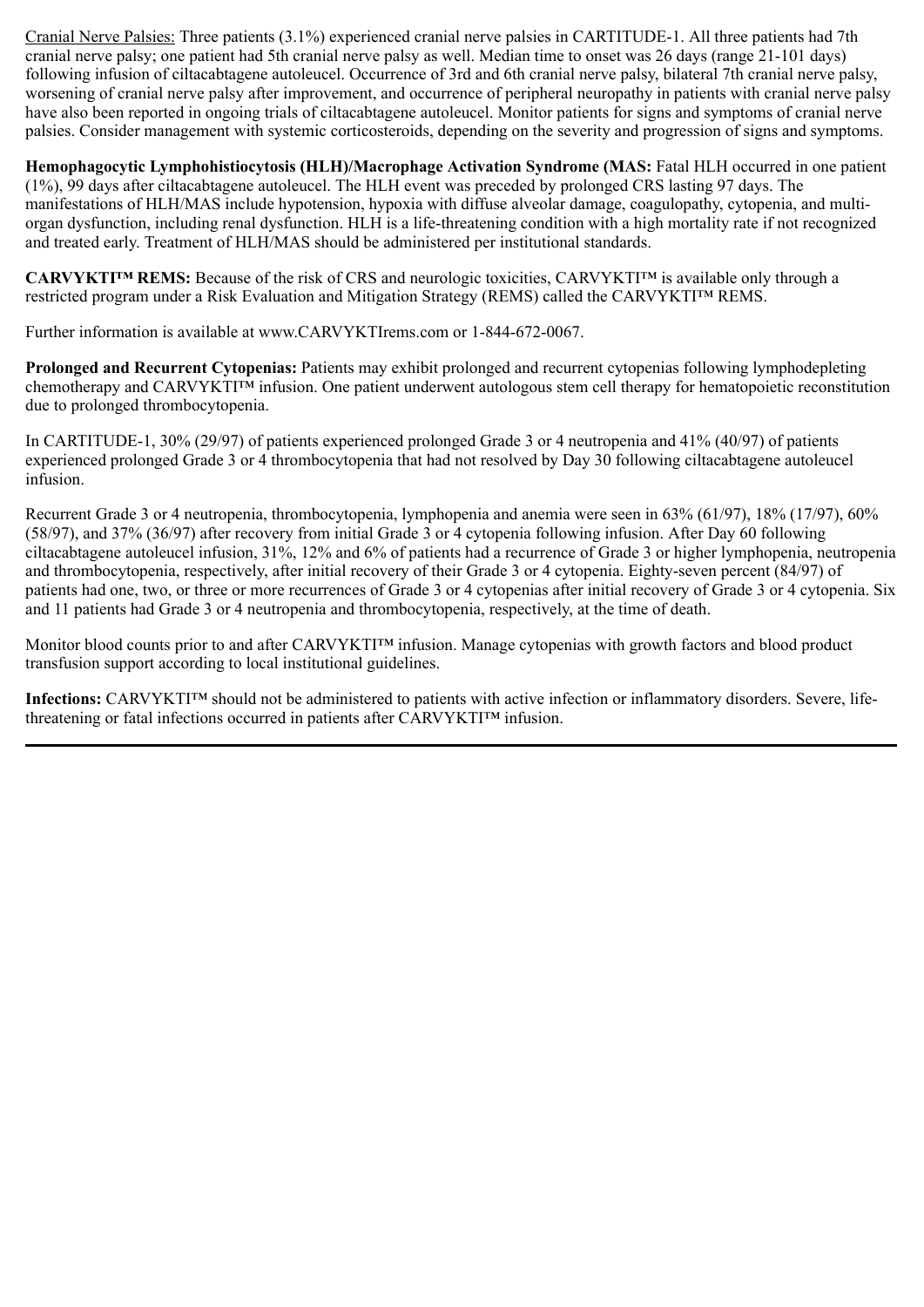<u>Cranial Nerve Palsies:</u> Three patients (3.1%) experienced cranial nerve palsies in CARTITUDE-1. All three patients had 7th cranial nerve palsy; one patient had 5th cranial nerve palsy as well. Median time to onset was 26 days (range 21-101 days) following infusion of ciltacabtagene autoleucel. Occurrence of 3rd and 6th cranial nerve palsy, bilateral 7th cranial nerve palsy, worsening of cranial nerve palsy after improvement, and occurrence of peripheral neuropathy in patients with cranial nerve palsy have also been reported in ongoing trials of ciltacabtagene autoleucel. Monitor patients for signs and symptoms of cranial nerve palsies. Consider management with systemic corticosteroids, depending on the severity and progression of signs and symptoms.

**Hemophagocytic Lymphohistiocytosis (HLH)/Macrophage Activation Syndrome (MAS:** Fatal HLH occurred in one patient (1%), 99 days after ciltacabtagene autoleucel. The HLH event was preceded by prolonged CRS lasting 97 days. The manifestations of HLH/MAS include hypotension, hypoxia with diffuse alveolar damage, coagulopathy, cytopenia, and multi-organ dysfunction, including renal dysfunction. HLH is a life-threatening condition with a high mortality rate if not recognized and treated early. Treatment of HLH/MAS should be administered per institutional standards.

**CARVYKTI™ REMS:** Because of the risk of CRS and neurologic toxicities, CARVYKTI™ is available only through a restricted program under a Risk Evaluation and Mitigation Strategy (REMS) called the CARVYKTI™ REMS.

Further information is available at www.CARVYKTIrems.com or 1-844-672-0067.

**Prolonged and Recurrent Cytopenias:** Patients may exhibit prolonged and recurrent cytopenias following lymphodepleting chemotherapy and CARVYKTI™ infusion. One patient underwent autologous stem cell therapy for hematopoietic reconstitution due to prolonged thrombocytopenia.

In CARTITUDE-1, 30% (29/97) of patients experienced prolonged Grade 3 or 4 neutropenia and 41% (40/97) of patients experienced prolonged Grade 3 or 4 thrombocytopenia that had not resolved by Day 30 following ciltacabtagene autoleucel infusion.

Recurrent Grade 3 or 4 neutropenia, thrombocytopenia, lymphopenia and anemia were seen in 63% (61/97), 18% (17/97), 60% (58/97), and 37% (36/97) after recovery from initial Grade 3 or 4 cytopenia following infusion. After Day 60 following ciltacabtagene autoleucel infusion, 31%, 12% and 6% of patients had a recurrence of Grade 3 or higher lymphopenia, neutropenia and thrombocytopenia, respectively, after initial recovery of their Grade 3 or 4 cytopenia. Eighty-seven percent (84/97) of patients had one, two, or three or more recurrences of Grade 3 or 4 cytopenias after initial recovery of Grade 3 or 4 cytopenia. Six and 11 patients had Grade 3 or 4 neutropenia and thrombocytopenia, respectively, at the time of death.

Monitor blood counts prior to and after CARVYKTI™ infusion. Manage cytopenias with growth factors and blood product transfusion support according to local institutional guidelines.

**Infections:** CARVYKTI™ should not be administered to patients with active infection or inflammatory disorders. Severe, life-threatening or fatal infections occurred in patients after CARVYKTI™ infusion.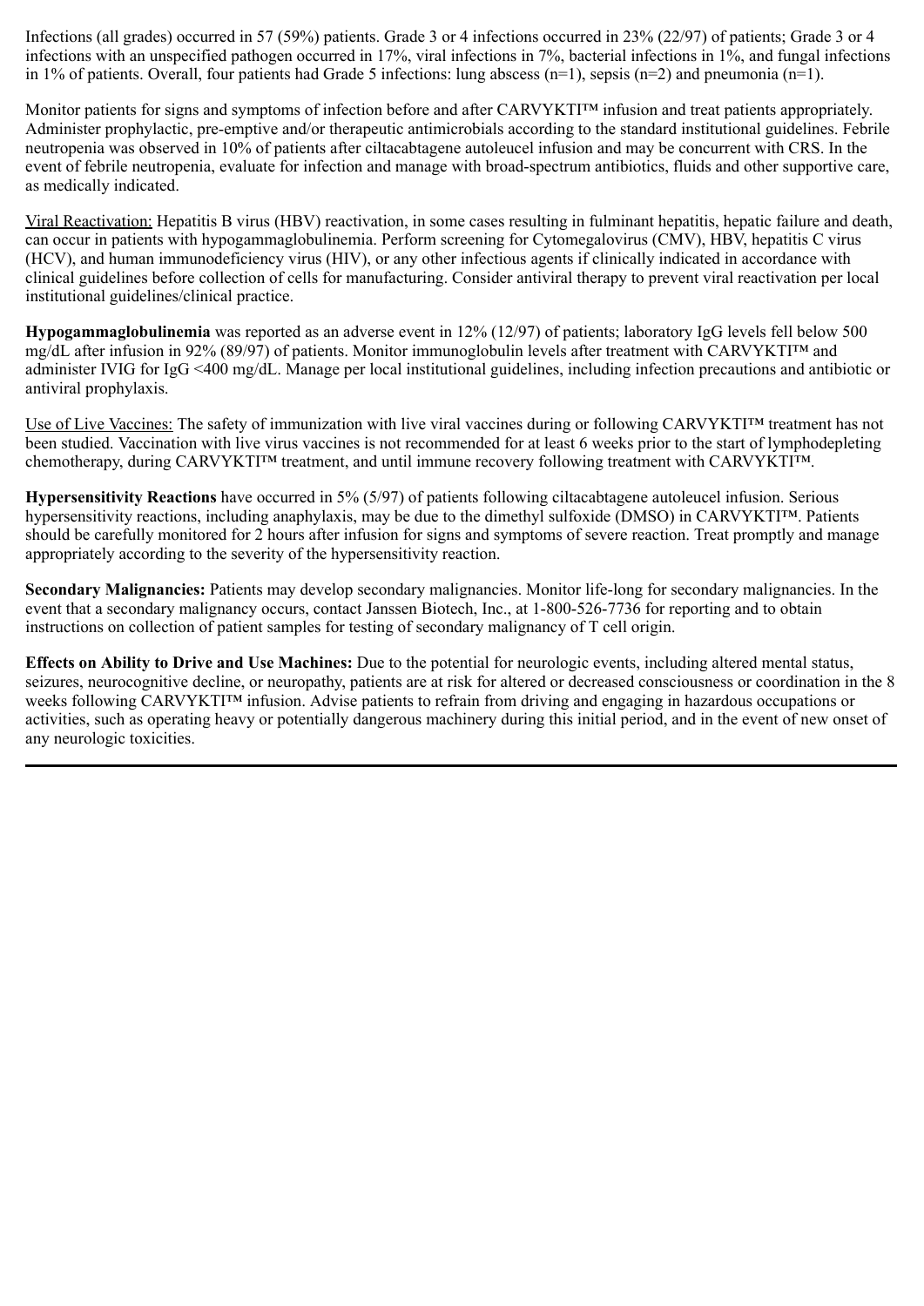Infections (all grades) occurred in 57 (59%) patients. Grade 3 or 4 infections occurred in 23% (22/97) of patients; Grade 3 or 4 infections with an unspecified pathogen occurred in 17%, viral infections in 7%, bacterial infections in 1%, and fungal infections in 1% of patients. Overall, four patients had Grade 5 infections: lung abscess (n=1), sepsis (n=2) and pneumonia (n=1).

Monitor patients for signs and symptoms of infection before and after CARVYKTI™ infusion and treat patients appropriately. Administer prophylactic, pre-emptive and/or therapeutic antimicrobials according to the standard institutional guidelines. Febrile neutropenia was observed in 10% of patients after ciltacabtagene autoleucel infusion and may be concurrent with CRS. In the event of febrile neutropenia, evaluate for infection and manage with broad-spectrum antibiotics, fluids and other supportive care, as medically indicated.

Viral Reactivation: Hepatitis B virus (HBV) reactivation, in some cases resulting in fulminant hepatitis, hepatic failure and death, can occur in patients with hypogammaglobulinemia. Perform screening for Cytomegalovirus (CMV), HBV, hepatitis C virus (HCV), and human immunodeficiency virus (HIV), or any other infectious agents if clinically indicated in accordance with clinical guidelines before collection of cells for manufacturing. Consider antiviral therapy to prevent viral reactivation per local institutional guidelines/clinical practice.

**Hypogammaglobulinemia** was reported as an adverse event in 12% (12/97) of patients; laboratory IgG levels fell below 500 mg/dL after infusion in 92% (89/97) of patients. Monitor immunoglobulin levels after treatment with CARVYKTI™ and administer IVIG for IgG <400 mg/dL. Manage per local institutional guidelines, including infection precautions and antibiotic or antiviral prophylaxis.

Use of Live Vaccines: The safety of immunization with live viral vaccines during or following CARVYKTI™ treatment has not been studied. Vaccination with live virus vaccines is not recommended for at least 6 weeks prior to the start of lymphodepleting chemotherapy, during CARVYKTI™ treatment, and until immune recovery following treatment with CARVYKTI™.

**Hypersensitivity Reactions** have occurred in 5% (5/97) of patients following ciltacabtagene autoleucel infusion. Serious hypersensitivity reactions, including anaphylaxis, may be due to the dimethyl sulfoxide (DMSO) in CARVYKTI™. Patients should be carefully monitored for 2 hours after infusion for signs and symptoms of severe reaction. Treat promptly and manage appropriately according to the severity of the hypersensitivity reaction.

**Secondary Malignancies:** Patients may develop secondary malignancies. Monitor life-long for secondary malignancies. In the event that a secondary malignancy occurs, contact Janssen Biotech, Inc., at 1-800-526-7736 for reporting and to obtain instructions on collection of patient samples for testing of secondary malignancy of T cell origin.

**Effects on Ability to Drive and Use Machines:** Due to the potential for neurologic events, including altered mental status, seizures, neurocognitive decline, or neuropathy, patients are at risk for altered or decreased consciousness or coordination in the 8 weeks following CARVYKTI™ infusion. Advise patients to refrain from driving and engaging in hazardous occupations or activities, such as operating heavy or potentially dangerous machinery during this initial period, and in the event of new onset of any neurologic toxicities.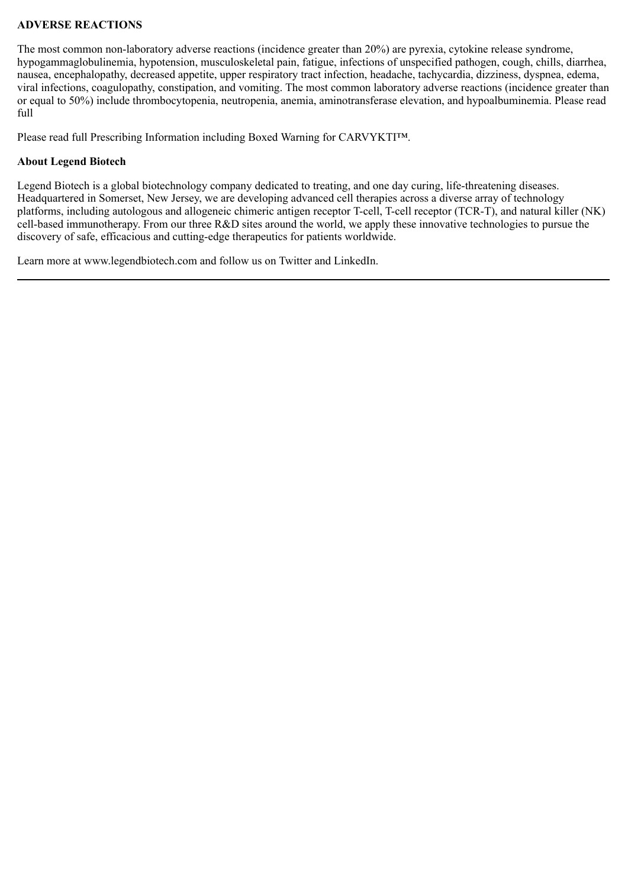**ADVERSE REACTIONS**

The most common non-laboratory adverse reactions (incidence greater than 20%) are pyrexia, cytokine release syndrome, hypogammaglobulinemia, hypotension, musculoskeletal pain, fatigue, infections of unspecified pathogen, cough, chills, diarrhea, nausea, encephalopathy, decreased appetite, upper respiratory tract infection, headache, tachycardia, dizziness, dyspnea, edema, viral infections, coagulopathy, constipation, and vomiting. The most common laboratory adverse reactions (incidence greater than or equal to 50%) include thrombocytopenia, neutropenia, anemia, aminotransferase elevation, and hypoalbuminemia. Please read full

Please read full Prescribing Information including Boxed Warning for CARVYKTI™.

**About Legend Biotech**

Legend Biotech is a global biotechnology company dedicated to treating, and one day curing, life-threatening diseases. Headquartered in Somerset, New Jersey, we are developing advanced cell therapies across a diverse array of technology platforms, including autologous and allogeneic chimeric antigen receptor T-cell, T-cell receptor (TCR-T), and natural killer (NK) cell-based immunotherapy. From our three R&D sites around the world, we apply these innovative technologies to pursue the discovery of safe, efficacious and cutting-edge therapeutics for patients worldwide.

Learn more at www.legendbiotech.com and follow us on Twitter and LinkedIn.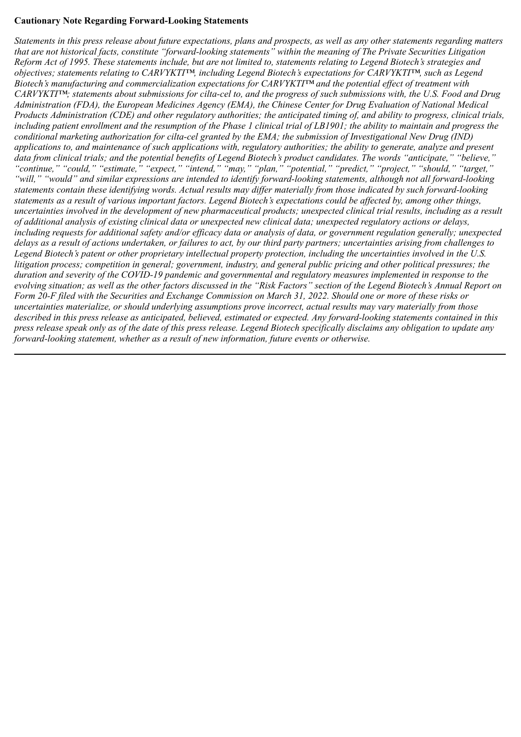**Cautionary Note Regarding Forward-Looking Statements**

*Statements in this press release about future expectations, plans and prospects, as well as any other statements regarding matters that are not historical facts, constitute "forward-looking statements" within the meaning of The Private Securities Litigation Reform Act of 1995. These statements include, but are not limited to, statements relating to Legend Biotech's strategies and objectives; statements relating to CARVYKTI™, including Legend Biotech's expectations for CARVYKTI™, such as Legend Biotech's manufacturing and commercialization expectations for CARVYKTI™ and the potential effect of treatment with CARVYKTI™; statements about submissions for cilta-cel to, and the progress of such submissions with, the U.S. Food and Drug Administration (FDA), the European Medicines Agency (EMA), the Chinese Center for Drug Evaluation of National Medical Products Administration (CDE) and other regulatory authorities; the anticipated timing of, and ability to progress, clinical trials, including patient enrollment and the resumption of the Phase 1 clinical trial of LB1901; the ability to maintain and progress the conditional marketing authorization for cilta-cel granted by the EMA; the submission of Investigational New Drug (IND) applications to, and maintenance of such applications with, regulatory authorities; the ability to generate, analyze and present data from clinical trials; and the potential benefits of Legend Biotech's product candidates. The words "anticipate," "believe," "continue," "could," "estimate," "expect," "intend," "may," "plan," "potential," "predict," "project," "should," "target," "will," "would" and similar expressions are intended to identify forward-looking statements, although not all forward-looking statements contain these identifying words. Actual results may differ materially from those indicated by such forward-looking statements as a result of various important factors. Legend Biotech's expectations could be affected by, among other things, uncertainties involved in the development of new pharmaceutical products; unexpected clinical trial results, including as a result of additional analysis of existing clinical data or unexpected new clinical data; unexpected regulatory actions or delays, including requests for additional safety and/or efficacy data or analysis of data, or government regulation generally; unexpected delays as a result of actions undertaken, or failures to act, by our third party partners; uncertainties arising from challenges to Legend Biotech's patent or other proprietary intellectual property protection, including the uncertainties involved in the U.S. litigation process; competition in general; government, industry, and general public pricing and other political pressures; the duration and severity of the COVID-19 pandemic and governmental and regulatory measures implemented in response to the evolving situation; as well as the other factors discussed in the "Risk Factors" section of the Legend Biotech's Annual Report on Form 20-F filed with the Securities and Exchange Commission on March 31, 2022. Should one or more of these risks or uncertainties materialize, or should underlying assumptions prove incorrect, actual results may vary materially from those described in this press release as anticipated, believed, estimated or expected. Any forward-looking statements contained in this press release speak only as of the date of this press release. Legend Biotech specifically disclaims any obligation to update any forward-looking statement, whether as a result of new information, future events or otherwise.*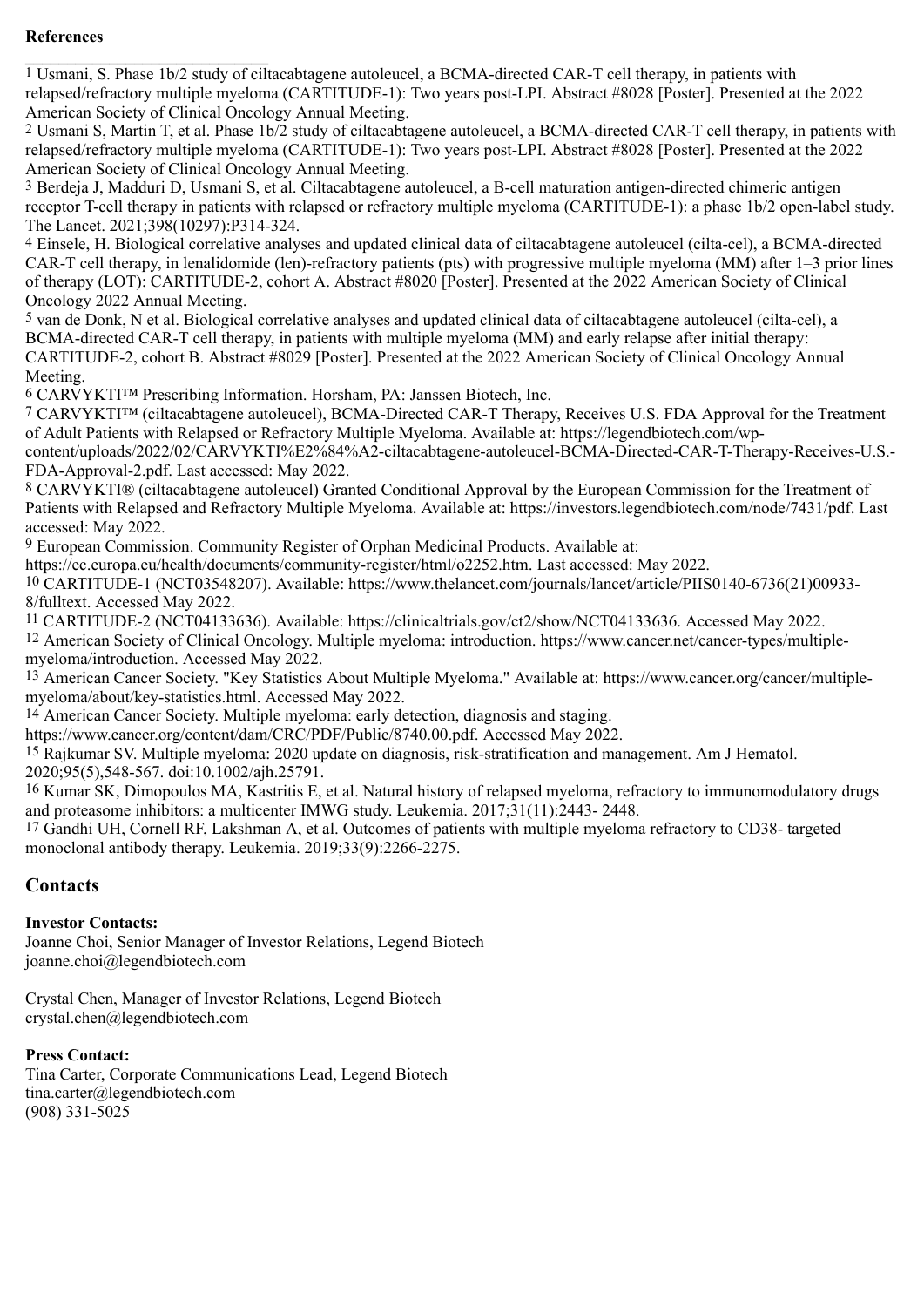**References**

[1] Usmani, S. Phase 1b/2 study of ciltacabtagene autoleucel, a BCMA-directed CAR-T cell therapy, in patients with relapsed/refractory multiple myeloma (CARTITUDE-1): Two years post-LPI. Abstract #8028 [Poster]. Presented at the 2022 American Society of Clinical Oncology Annual Meeting.

[2] Usmani S, Martin T, et al. Phase 1b/2 study of ciltacabtagene autoleucel, a BCMA-directed CAR-T cell therapy, in patients with relapsed/refractory multiple myeloma (CARTITUDE-1): Two years post-LPI. Abstract #8028 [Poster]. Presented at the 2022 American Society of Clinical Oncology Annual Meeting.

[3] Berdeja J, Madduri D, Usmani S, et al. Ciltacabtagene autoleucel, a B-cell maturation antigen-directed chimeric antigen receptor T-cell therapy in patients with relapsed or refractory multiple myeloma (CARTITUDE-1): a phase 1b/2 open-label study. The Lancet. 2021;398(10297):P314-324.

[4] Einsele, H. Biological correlative analyses and updated clinical data of ciltacabtagene autoleucel (cilta-cel), a BCMA-directed CAR-T cell therapy, in lenalidomide (len)-refractory patients (pts) with progressive multiple myeloma (MM) after 1–3 prior lines of therapy (LOT): CARTITUDE-2, cohort A. Abstract #8020 [Poster]. Presented at the 2022 American Society of Clinical Oncology 2022 Annual Meeting.

[5] van de Donk, N et al. Biological correlative analyses and updated clinical data of ciltacabtagene autoleucel (cilta-cel), a BCMA-directed CAR-T cell therapy, in patients with multiple myeloma (MM) and early relapse after initial therapy: CARTITUDE-2, cohort B. Abstract #8029 [Poster]. Presented at the 2022 American Society of Clinical Oncology Annual Meeting.

[6] CARVYKTI™ Prescribing Information. Horsham, PA: Janssen Biotech, Inc.

[7] CARVYKTI™ (ciltacabtagene autoleucel), BCMA-Directed CAR-T Therapy, Receives U.S. FDA Approval for the Treatment of Adult Patients with Relapsed or Refractory Multiple Myeloma. Available at: https://legendbiotech.com/wp-content/uploads/2022/02/CARVYKTI%E2%84%A2-ciltacabtagene-autoleucel-BCMA-Directed-CAR-T-Therapy-Receives-U.S.-FDA-Approval-2.pdf. Last accessed: May 2022.

[8] CARVYKTI® (ciltacabtagene autoleucel) Granted Conditional Approval by the European Commission for the Treatment of Patients with Relapsed and Refractory Multiple Myeloma. Available at: https://investors.legendbiotech.com/node/7431/pdf. Last accessed: May 2022.

[9] European Commission. Community Register of Orphan Medicinal Products. Available at: https://ec.europa.eu/health/documents/community-register/html/o2252.htm. Last accessed: May 2022.

[10] CARTITUDE-1 (NCT03548207). Available: https://www.thelancet.com/journals/lancet/article/PIIS0140-6736(21)00933-8/fulltext. Accessed May 2022.

[11] CARTITUDE-2 (NCT04133636). Available: https://clinicaltrials.gov/ct2/show/NCT04133636. Accessed May 2022.

[12] American Society of Clinical Oncology. Multiple myeloma: introduction. https://www.cancer.net/cancer-types/multiple-myeloma/introduction. Accessed May 2022.

[13] American Cancer Society. "Key Statistics About Multiple Myeloma." Available at: https://www.cancer.org/cancer/multiple-myeloma/about/key-statistics.html. Accessed May 2022.

[14] American Cancer Society. Multiple myeloma: early detection, diagnosis and staging. https://www.cancer.org/content/dam/CRC/PDF/Public/8740.00.pdf. Accessed May 2022.

[15] Rajkumar SV. Multiple myeloma: 2020 update on diagnosis, risk-stratification and management. Am J Hematol. 2020;95(5),548-567. doi:10.1002/ajh.25791.

[16] Kumar SK, Dimopoulos MA, Kastritis E, et al. Natural history of relapsed myeloma, refractory to immunomodulatory drugs and proteasome inhibitors: a multicenter IMWG study. Leukemia. 2017;31(11):2443- 2448.

[17] Gandhi UH, Cornell RF, Lakshman A, et al. Outcomes of patients with multiple myeloma refractory to CD38- targeted monoclonal antibody therapy. Leukemia. 2019;33(9):2266-2275.

## Contacts

**Investor Contacts:**
Joanne Choi, Senior Manager of Investor Relations, Legend Biotech
joanne.choi@legendbiotech.com

Crystal Chen, Manager of Investor Relations, Legend Biotech
crystal.chen@legendbiotech.com

**Press Contact:**
Tina Carter, Corporate Communications Lead, Legend Biotech
tina.carter@legendbiotech.com
(908) 331-5025